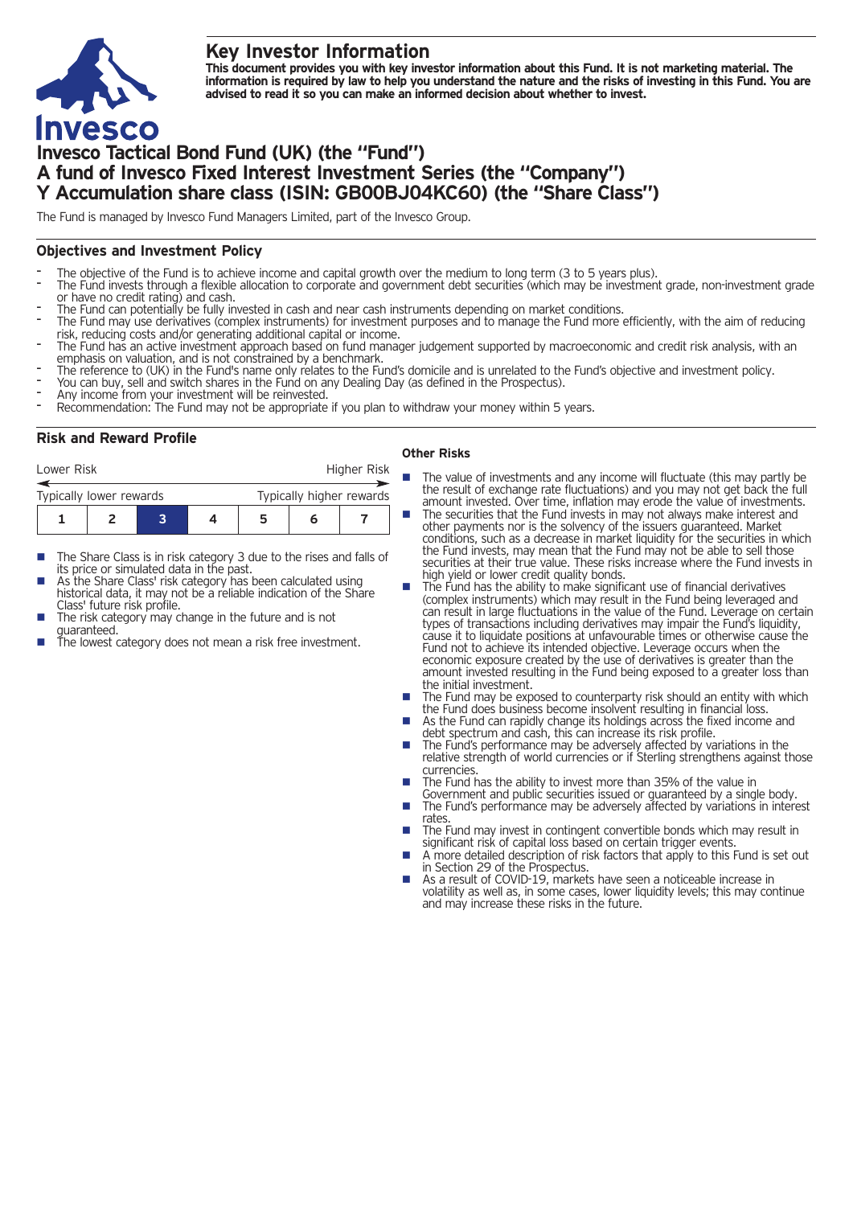# Key Investor Information

**This document provides you with key investor information about this Fund. It is not marketing material. The information is required by law to help you understand the nature and the risks of investing in this Fund. You are advised to read it so you can make an informed decision about whether to invest.**

# Invesco Tactical Bond Fund (UK) (the "Fund")
# A fund of Invesco Fixed Interest Investment Series (the "Company")
# Y Accumulation share class (ISIN: GB00BJ04KC60) (the "Share Class")

The Fund is managed by Invesco Fund Managers Limited, part of the Invesco Group.

## Objectives and Investment Policy

- The objective of the Fund is to achieve income and capital growth over the medium to long term (3 to 5 years plus).
- The Fund invests through a flexible allocation to corporate and government debt securities (which may be investment grade, non-investment grade or have no credit rating) and cash.
- The Fund can potentially be fully invested in cash and near cash instruments depending on market conditions.
- The Fund may use derivatives (complex instruments) for investment purposes and to manage the Fund more efficiently, with the aim of reducing risk, reducing costs and/or generating additional capital or income.
- The Fund has an active investment approach based on fund manager judgement supported by macroeconomic and credit risk analysis, with an emphasis on valuation, and is not constrained by a benchmark.
- The reference to (UK) in the Fund's name only relates to the Fund's domicile and is unrelated to the Fund's objective and investment policy.
- You can buy, sell and switch shares in the Fund on any Dealing Day (as defined in the Prospectus).
- Any income from your investment will be reinvested.
- Recommendation: The Fund may not be appropriate if you plan to withdraw your money within 5 years.

## Risk and Reward Profile

Lower Risk — Higher Risk

Typically lower rewards — Typically higher rewards

| 1 | 2 | **3** | 4 | 5 | 6 | 7 |
|---|---|---|---|---|---|---|

- The Share Class is in risk category 3 due to the rises and falls of its price or simulated data in the past.
- As the Share Class' risk category has been calculated using historical data, it may not be a reliable indication of the Share Class' future risk profile.
- The risk category may change in the future and is not guaranteed.
- The lowest category does not mean a risk free investment.

### Other Risks

- The value of investments and any income will fluctuate (this may partly be the result of exchange rate fluctuations) and you may not get back the full amount invested. Over time, inflation may erode the value of investments.
- The securities that the Fund invests in may not always make interest and other payments nor is the solvency of the issuers guaranteed. Market conditions, such as a decrease in market liquidity for the securities in which the Fund invests, may mean that the Fund may not be able to sell those securities at their true value. These risks increase where the Fund invests in high yield or lower credit quality bonds.
- The Fund has the ability to make significant use of financial derivatives (complex instruments) which may result in the Fund being leveraged and can result in large fluctuations in the value of the Fund. Leverage on certain types of transactions including derivatives may impair the Fund's liquidity, cause it to liquidate positions at unfavourable times or otherwise cause the Fund not to achieve its intended objective. Leverage occurs when the economic exposure created by the use of derivatives is greater than the amount invested resulting in the Fund being exposed to a greater loss than the initial investment.
- The Fund may be exposed to counterparty risk should an entity with which the Fund does business become insolvent resulting in financial loss.
- As the Fund can rapidly change its holdings across the fixed income and debt spectrum and cash, this can increase its risk profile.
- The Fund's performance may be adversely affected by variations in the relative strength of world currencies or if Sterling strengthens against those currencies.
- The Fund has the ability to invest more than 35% of the value in Government and public securities issued or guaranteed by a single body.
- The Fund's performance may be adversely affected by variations in interest rates.
- The Fund may invest in contingent convertible bonds which may result in significant risk of capital loss based on certain trigger events.
- A more detailed description of risk factors that apply to this Fund is set out in Section 29 of the Prospectus.
- As a result of COVID-19, markets have seen a noticeable increase in volatility as well as, in some cases, lower liquidity levels; this may continue and may increase these risks in the future.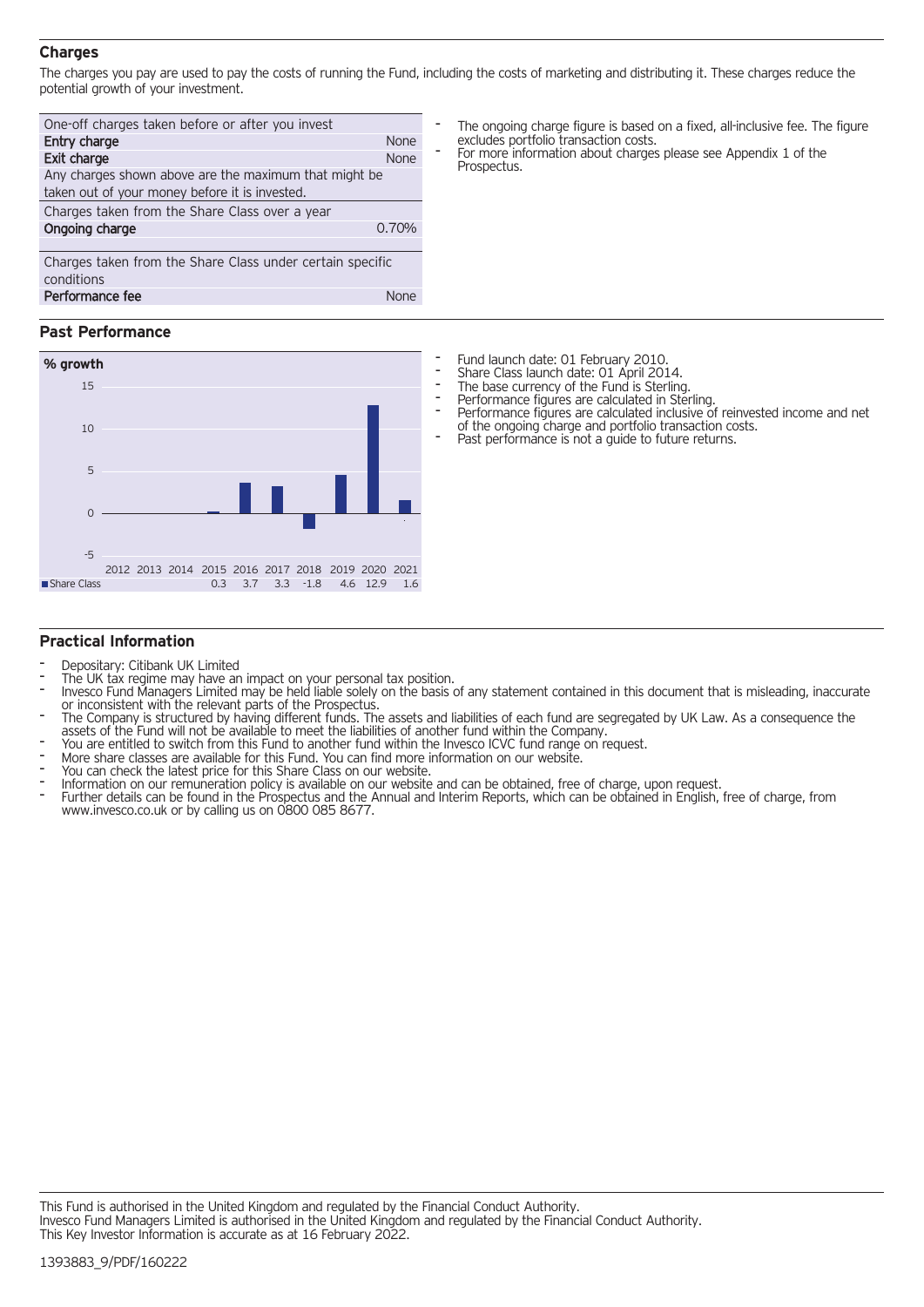## Charges

The charges you pay are used to pay the costs of running the Fund, including the costs of marketing and distributing it. These charges reduce the potential growth of your investment.

| | |
|---|---|
| One-off charges taken before or after you invest | |
| **Entry charge** | None |
| **Exit charge** | None |
| Any charges shown above are the maximum that might be taken out of your money before it is invested. | |
| Charges taken from the Share Class over a year | |
| **Ongoing charge** | 0.70% |
| Charges taken from the Share Class under certain specific conditions | |
| **Performance fee** | None |

- The ongoing charge figure is based on a fixed, all-inclusive fee. The figure excludes portfolio transaction costs.
- For more information about charges please see Appendix 1 of the Prospectus.

## Past Performance

% growth

15
10
5
0
-5

2012 2013 2014 2015 2016 2017 2018 2019 2020 2021

Share Class 0.3 3.7 3.3 -1.8 4.6 12.9 1.6

- Fund launch date: 01 February 2010.
- Share Class launch date: 01 April 2014.
- The base currency of the Fund is Sterling.
- Performance figures are calculated in Sterling.
- Performance figures are calculated inclusive of reinvested income and net of the ongoing charge and portfolio transaction costs.
- Past performance is not a guide to future returns.

## Practical Information

- Depositary: Citibank UK Limited
- The UK tax regime may have an impact on your personal tax position.
- Invesco Fund Managers Limited may be held liable solely on the basis of any statement contained in this document that is misleading, inaccurate or inconsistent with the relevant parts of the Prospectus.
- The Company is structured by having different funds. The assets and liabilities of each fund are segregated by UK Law. As a consequence the assets of the Fund will not be available to meet the liabilities of another fund within the Company.
- You are entitled to switch from this Fund to another fund within the Invesco ICVC fund range on request.
- More share classes are available for this Fund. You can find more information on our website.
- You can check the latest price for this Share Class on our website.
- Information on our remuneration policy is available on our website and can be obtained, free of charge, upon request.
- Further details can be found in the Prospectus and the Annual and Interim Reports, which can be obtained in English, free of charge, from www.invesco.co.uk or by calling us on 0800 085 8677.

This Fund is authorised in the United Kingdom and regulated by the Financial Conduct Authority.
Invesco Fund Managers Limited is authorised in the United Kingdom and regulated by the Financial Conduct Authority.
This Key Investor Information is accurate as at 16 February 2022.

1393883_9/PDF/160222